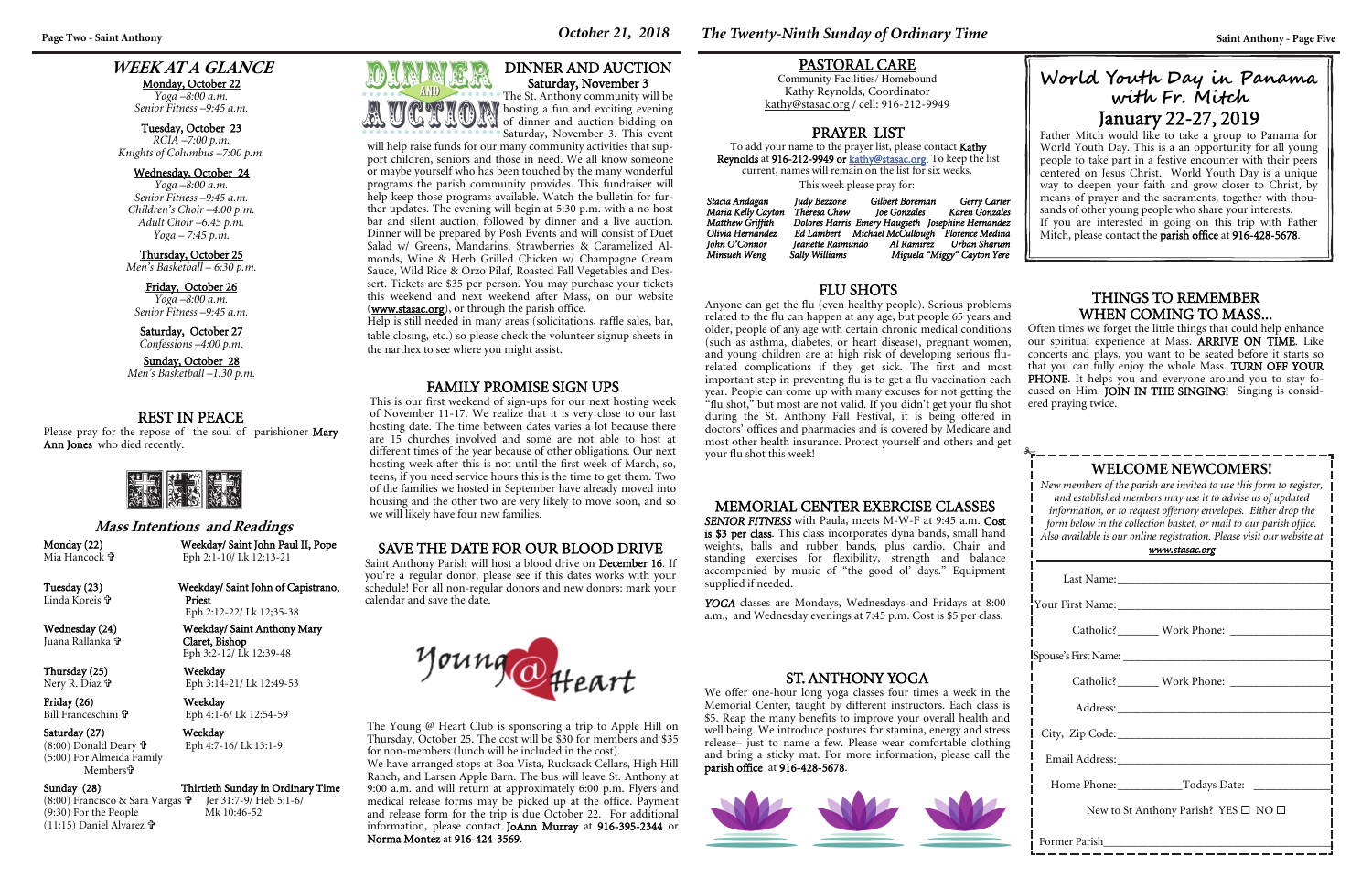# WEEK AT A GLANCE

**Monday, October 22**
*Yoga –8:00 a.m.*
*Senior Fitness –9:45 a.m.*

**Tuesday, October 23**
*RCIA –7:00 p.m.*
*Knights of Columbus –7:00 p.m.*

**Wednesday, October 24**
*Yoga –8:00 a.m.*
*Senior Fitness –9:45 a.m.*
*Children's Choir –4:00 p.m.*
*Adult Choir –6:45 p.m.*
*Yoga – 7:45 p.m.*

**Thursday, October 25**
*Men's Basketball – 6:30 p.m.*

**Friday, October 26**
*Yoga –8:00 a.m.*
*Senior Fitness –9:45 a.m.*

**Saturday, October 27**
*Confessions –4:00 p.m.*

**Sunday, October 28**
*Men's Basketball –1:30 p.m.*

## REST IN PEACE

Please pray for the repose of the soul of parishioner **Mary Ann Jones** who died recently.

## Mass Intentions and Readings

**Monday (22)** Mia Hancock ✞ — Weekday/ Saint John Paul II, Pope — Eph 2:1-10/ Lk 12:13-21

**Tuesday (23)** Linda Koreis ✞ — Weekday/ Saint John of Capistrano, Priest — Eph 2:12-22/ Lk 12;35-38

**Wednesday (24)** Juana Rallanka ✞ — Weekday/ Saint Anthony Mary Claret, Bishop — Eph 3:2-12/ Lk 12:39-48

**Thursday (25)** Nery R. Diaz ✞ — Weekday — Eph 3:14-21/ Lk 12:49-53

**Friday (26)** Bill Franceschini ✞ — Weekday — Eph 4:1-6/ Lk 12:54-59

**Saturday (27)** (8:00) Donald Deary ✞ (5:00) For Almeida Family Members✞ — Weekday — Eph 4:7-16/ Lk 13:1-9

**Sunday (28)** (8:00) Francisco & Sara Vargas ✞ (9:30) For the People (11:15) Daniel Alvarez ✞ — Thirtieth Sunday in Ordinary Time — Jer 31:7-9/ Heb 5:1-6/ Mk 10:46-52

## DINNER AND AUCTION
### Saturday, November 3

The St. Anthony community will be hosting a fun and exciting evening of dinner and auction bidding on Saturday, November 3. This event will help raise funds for our many community activities that support children, seniors and those in need. We all know someone or maybe yourself who has been touched by the many wonderful programs the parish community provides. This fundraiser will help keep those programs available. Watch the bulletin for further updates. The evening will begin at 5:30 p.m. with a no host bar and silent auction, followed by dinner and a live auction. Dinner will be prepared by Posh Events and will consist of Duet Salad w/ Greens, Mandarins, Strawberries & Caramelized Almonds, Wine & Herb Grilled Chicken w/ Champagne Cream Sauce, Wild Rice & Orzo Pilaf, Roasted Fall Vegetables and Dessert. Tickets are $35 per person. You may purchase your tickets this weekend and next weekend after Mass, on our website (**www.stasac.org**), or through the parish office.

Help is still needed in many areas (solicitations, raffle sales, bar, table closing, etc.) so please check the volunteer signup sheets in the narthex to see where you might assist.

## FAMILY PROMISE SIGN UPS

This is our first weekend of sign-ups for our next hosting week of November 11-17. We realize that it is very close to our last hosting date. The time between dates varies a lot because there are 15 churches involved and some are not able to host at different times of the year because of other obligations. Our next hosting week after this is not until the first week of March, so, teens, if you need service hours this is the time to get them. Two of the families we hosted in September have already moved into housing and the other two are very likely to move soon, and so we will likely have four new families.

## SAVE THE DATE FOR OUR BLOOD DRIVE

Saint Anthony Parish will host a blood drive on **December 16**. If you're a regular donor, please see if this dates works with your schedule! For all non-regular donors and new donors: mark your calendar and save the date.

Young@Heart

The Young @ Heart Club is sponsoring a trip to Apple Hill on Thursday, October 25. The cost will be $30 for members and $35 for non-members (lunch will be included in the cost).

We have arranged stops at Boa Vista, Rucksack Cellars, High Hill Ranch, and Larsen Apple Barn. The bus will leave St. Anthony at 9:00 a.m. and will return at approximately 6:00 p.m. Flyers and medical release forms may be picked up at the office. Payment and release form for the trip is due October 22. For additional information, please contact **JoAnn Murray** at **916-395-2344** or **Norma Montez** at **916-424-3569**.

## PASTORAL CARE

Community Facilities/ Homebound
Kathy Reynolds, Coordinator
kathy@stasac.org / cell: 916-212-9949

## PRAYER LIST

To add your name to the prayer list, please contact **Kathy Reynolds** at **916-212-9949 or kathy@stasac.org**. To keep the list current, names will remain on the list for six weeks.

This week please pray for:

*Stacia Andagan, Judy Bezzone, Gilbert Boreman, Gerry Carter, Maria Kelly Cayton, Theresa Chow, Joe Gonzales, Karen Gonzales, Matthew Griffith, Dolores Harris, Emery Haugseth, Josephine Hernandez, Olivia Hernandez, Ed Lambert, Michael McCullough, Florence Medina, John O'Connor, Jeanette Raimundo, Al Ramirez, Urban Sharum, Minsueh Weng, Sally Williams, Miguela "Miggy" Cayton Yere*

## FLU SHOTS

Anyone can get the flu (even healthy people). Serious problems related to the flu can happen at any age, but people 65 years and older, people of any age with certain chronic medical conditions (such as asthma, diabetes, or heart disease), pregnant women, and young children are at high risk of developing serious flu-related complications if they get sick. The first and most important step in preventing flu is to get a flu vaccination each year. People can come up with many excuses for not getting the "flu shot," but most are not valid. If you didn't get your flu shot during the St. Anthony Fall Festival, it is being offered in doctors' offices and pharmacies and is covered by Medicare and most other health insurance. Protect yourself and others and get your flu shot this week!

## MEMORIAL CENTER EXERCISE CLASSES

***SENIOR FITNESS*** with Paula, meets M-W-F at 9:45 a.m. **Cost is $3 per class**. This class incorporates dyna bands, small hand weights, balls and rubber bands, plus cardio. Chair and standing exercises for flexibility, strength and balance accompanied by music of "the good ol' days." Equipment supplied if needed.

***YOGA*** classes are Mondays, Wednesdays and Fridays at 8:00 a.m., and Wednesday evenings at 7:45 p.m. Cost is $5 per class.

## ST. ANTHONY YOGA

We offer one-hour long yoga classes four times a week in the Memorial Center, taught by different instructors. Each class is $5. Reap the many benefits to improve your overall health and well being. We introduce postures for stamina, energy and stress release– just to name a few. Please wear comfortable clothing and bring a sticky mat. For more information, please call the **parish office** at **916-428-5678**.

# World Youth Day in Panama with Fr. Mitch
## January 22-27, 2019

Father Mitch would like to take a group to Panama for World Youth Day. This is a an opportunity for all young people to take part in a festive encounter with their peers centered on Jesus Christ. World Youth Day is a unique way to deepen your faith and grow closer to Christ, by means of prayer and the sacraments, together with thousands of other young people who share your interests.

If you are interested in going on this trip with Father Mitch, please contact the **parish office** at **916-428-5678**.

## THINGS TO REMEMBER WHEN COMING TO MASS...

Often times we forget the little things that could help enhance our spiritual experience at Mass. **ARRIVE ON TIME**. Like concerts and plays, you want to be seated before it starts so that you can fully enjoy the whole Mass. **TURN OFF YOUR PHONE**. It helps you and everyone around you to stay focused on Him. **JOIN IN THE SINGING!** Singing is considered praying twice.

## WELCOME NEWCOMERS!

*New members of the parish are invited to use this form to register, and established members may use it to advise us of updated information, or to request offertory envelopes. Either drop the form below in the collection basket, or mail to our parish office. Also available is our online registration. Please visit our website at* ***www.stasac.org***

Last Name:______________________________

Your First Name:______________________________

Catholic?_______ Work Phone: ______________

Spouse's First Name: ______________________________

Catholic?_______ Work Phone: ______________

Address:______________________________

City, Zip Code:______________________________

Email Address:______________________________

Home Phone:__________Todays Date: ___________

New to St Anthony Parish? YES ☐ NO ☐

Former Parish______________________________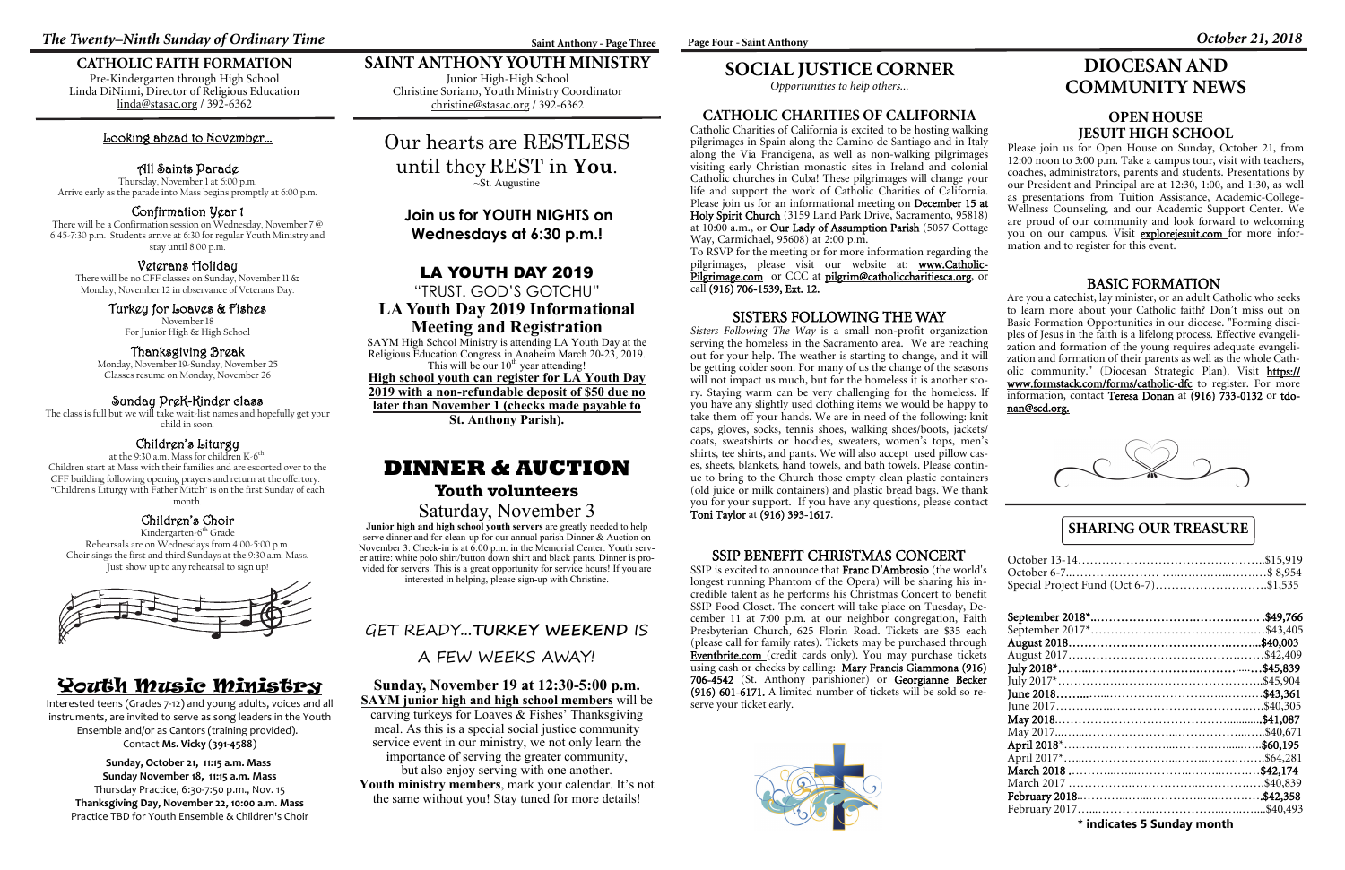# CATHOLIC FAITH FORMATION

Pre-Kindergarten through High School
Linda DiNinni, Director of Religious Education
linda@stasac.org / 392-6362

## Looking ahead to November...

### All Saints Parade

Thursday, November 1 at 6:00 p.m.
Arrive early as the parade into Mass begins promptly at 6:00 p.m.

### Confirmation Year 1

There will be a Confirmation session on Wednesday, November 7 @ 6:45-7:30 p.m. Students arrive at 6:30 for regular Youth Ministry and stay until 8:00 p.m.

### Veterans Holiday

There will be no CFF classes on Sunday, November 11 & Monday, November 12 in observance of Veterans Day.

### Turkey for Loaves & Fishes

November 18
For Junior High & High School

### Thanksgiving Break

Monday, November 19-Sunday, November 25
Classes resume on Monday, November 26

### Sunday PreK-Kinder class

The class is full but we will take wait-list names and hopefully get your child in soon.

### Children's Liturgy

at the 9:30 a.m. Mass for children K-6th.
Children start at Mass with their families and are escorted over to the CFF building following opening prayers and return at the offertory. "Children's Liturgy with Father Mitch" is on the first Sunday of each month.

### Children's Choir

Kindergarten-6th Grade
Rehearsals are on Wednesdays from 4:00-5:00 p.m.
Choir sings the first and third Sundays at the 9:30 a.m. Mass.
Just show up to any rehearsal to sign up!

# Youth Music Ministry

Interested teens (Grades 7-12) and young adults, voices and all instruments, are invited to serve as song leaders in the Youth Ensemble and/or as Cantors (training provided).
Contact **Ms. Vicky (391-4588)**

**Sunday, October 21, 11:15 a.m. Mass**
**Sunday November 18, 11:15 a.m. Mass**
Thursday Practice, 6:30-7:50 p.m., Nov. 15
**Thanksgiving Day, November 22, 10:00 a.m. Mass**
Practice TBD for Youth Ensemble & Children's Choir

# SAINT ANTHONY YOUTH MINISTRY

Junior High-High School
Christine Soriano, Youth Ministry Coordinator
christine@stasac.org / 392-6362

Our hearts are RESTLESS until they REST in **You**.
~St. Augustine

**Join us for YOUTH NIGHTS on Wednesdays at 6:30 p.m.!**

## LA YOUTH DAY 2019

"TRUST. GOD'S GOTCHU"

**LA Youth Day 2019 Informational Meeting and Registration**

SAYM High School Ministry is attending LA Youth Day at the Religious Education Congress in Anaheim March 20-23, 2019. This will be our 10th year attending!
**High school youth can register for LA Youth Day 2019 with a non-refundable deposit of $50 due no later than November 1 (checks made payable to St. Anthony Parish).**

## DINNER & AUCTION

**Youth volunteers**

Saturday, November 3

**Junior high and high school youth servers** are greatly needed to help serve dinner and for clean-up for our annual parish Dinner & Auction on November 3. Check-in is at 6:00 p.m. in the Memorial Center. Youth server attire: white polo shirt/button down shirt and black pants. Dinner is provided for servers. This is a great opportunity for service hours! If you are interested in helping, please sign-up with Christine.

GET READY...**TURKEY WEEKEND** IS A FEW WEEKS AWAY!

**Sunday, November 19 at 12:30-5:00 p.m.**
**SAYM junior high and high school members** will be carving turkeys for Loaves & Fishes' Thanksgiving meal. As this is a special social justice community service event in our ministry, we not only learn the importance of serving the greater community, but also enjoy serving with one another.
**Youth ministry members**, mark your calendar. It's not the same without you! Stay tuned for more details!

# SOCIAL JUSTICE CORNER

*Opportunities to help others...*

## CATHOLIC CHARITIES OF CALIFORNIA

Catholic Charities of California is excited to be hosting walking pilgrimages in Spain along the Camino de Santiago and in Italy along the Via Francigena, as well as non-walking pilgrimages visiting early Christian monastic sites in Ireland and colonial Catholic churches in Cuba! These pilgrimages will change your life and support the work of Catholic Charities of California. Please join us for an informational meeting on **December 15 at Holy Spirit Church** (3159 Land Park Drive, Sacramento, 95818) at 10:00 a.m., or **Our Lady of Assumption Parish** (5057 Cottage Way, Carmichael, 95608) at 2:00 p.m.
To RSVP for the meeting or for more information regarding the pilgrimages, please visit our website at: **www.Catholic-Pilgrimage.com** or CCC at **pilgrim@catholiccharitiesca.org**, or call **(916) 706-1539, Ext. 12.**

## SISTERS FOLLOWING THE WAY

*Sisters Following The Way* is a small non-profit organization serving the homeless in the Sacramento area. We are reaching out for your help. The weather is starting to change, and it will be getting colder soon. For many of us the change of the seasons will not impact us much, but for the homeless it is another story. Staying warm can be very challenging for the homeless. If you have any slightly used clothing items we would be happy to take them off your hands. We are in need of the following: knit caps, gloves, socks, tennis shoes, walking shoes/boots, jackets/coats, sweatshirts or hoodies, sweaters, women's tops, men's shirts, tee shirts, and pants. We will also accept used pillow cases, sheets, blankets, hand towels, and bath towels. Please continue to bring to the Church those empty clean plastic containers (old juice or milk containers) and plastic bread bags. We thank you for your support. If you have any questions, please contact **Toni Taylor** at **(916) 393-1617**.

## SSIP BENEFIT CHRISTMAS CONCERT

SSIP is excited to announce that **Franc D'Ambrosio** (the world's longest running Phantom of the Opera) will be sharing his incredible talent as he performs his Christmas Concert to benefit SSIP Food Closet. The concert will take place on Tuesday, December 11 at 7:00 p.m. at our neighbor congregation, Faith Presbyterian Church, 625 Florin Road. Tickets are $35 each (please call for family rates). Tickets may be purchased through **Eventbrite.com** (credit cards only). You may purchase tickets using cash or checks by calling: **Mary Francis Giammona (916) 706-4542** (St. Anthony parishioner) or **Georgianne Becker (916) 601-6171.** A limited number of tickets will be sold so reserve your ticket early.

# DIOCESAN AND COMMUNITY NEWS

## OPEN HOUSE JESUIT HIGH SCHOOL

Please join us for Open House on Sunday, October 21, from 12:00 noon to 3:00 p.m. Take a campus tour, visit with teachers, coaches, administrators, parents and students. Presentations by our President and Principal are at 12:30, 1:00, and 1:30, as well as presentations from Tuition Assistance, Academic-College-Wellness Counseling, and our Academic Support Center. We are proud of our community and look forward to welcoming you on our campus. Visit **explorejesuit.com** for more information and to register for this event.

## BASIC FORMATION

Are you a catechist, lay minister, or an adult Catholic who seeks to learn more about your Catholic faith? Don't miss out on Basic Formation Opportunities in our diocese. "Forming disciples of Jesus in the faith is a lifelong process. Effective evangelization and formation of the young requires adequate evangelization and formation of their parents as well as the whole Catholic community." (Diocesan Strategic Plan). Visit **https://www.formstack.com/forms/catholic-dfc** to register. For more information, contact **Teresa Donan** at **(916) 733-0132** or **tdonan@scd.org.**

## SHARING OUR TREASURE

| | |
|---|---|
| October 13-14 | $15,919 |
| October 6-7 | $ 8,954 |
| Special Project Fund (Oct 6-7) | $1,535 |

| | |
|---|---|
| **September 2018*** | **$49,766** |
| September 2017* | $43,405 |
| **August 2018** | **$40,003** |
| August 2017 | $42,409 |
| **July 2018*** | **$45,839** |
| July 2017* | $45,904 |
| **June 2018** | **$43,361** |
| June 2017 | $40,305 |
| **May 2018** | **$41,087** |
| May 2017 | $40,671 |
| **April 2018*** | **$60,195** |
| April 2017* | $64,281 |
| **March 2018** | **$42,174** |
| March 2017 | $40,839 |
| **February 2018** | **$42,358** |
| February 2017 | $40,493 |

**\* indicates 5 Sunday month**